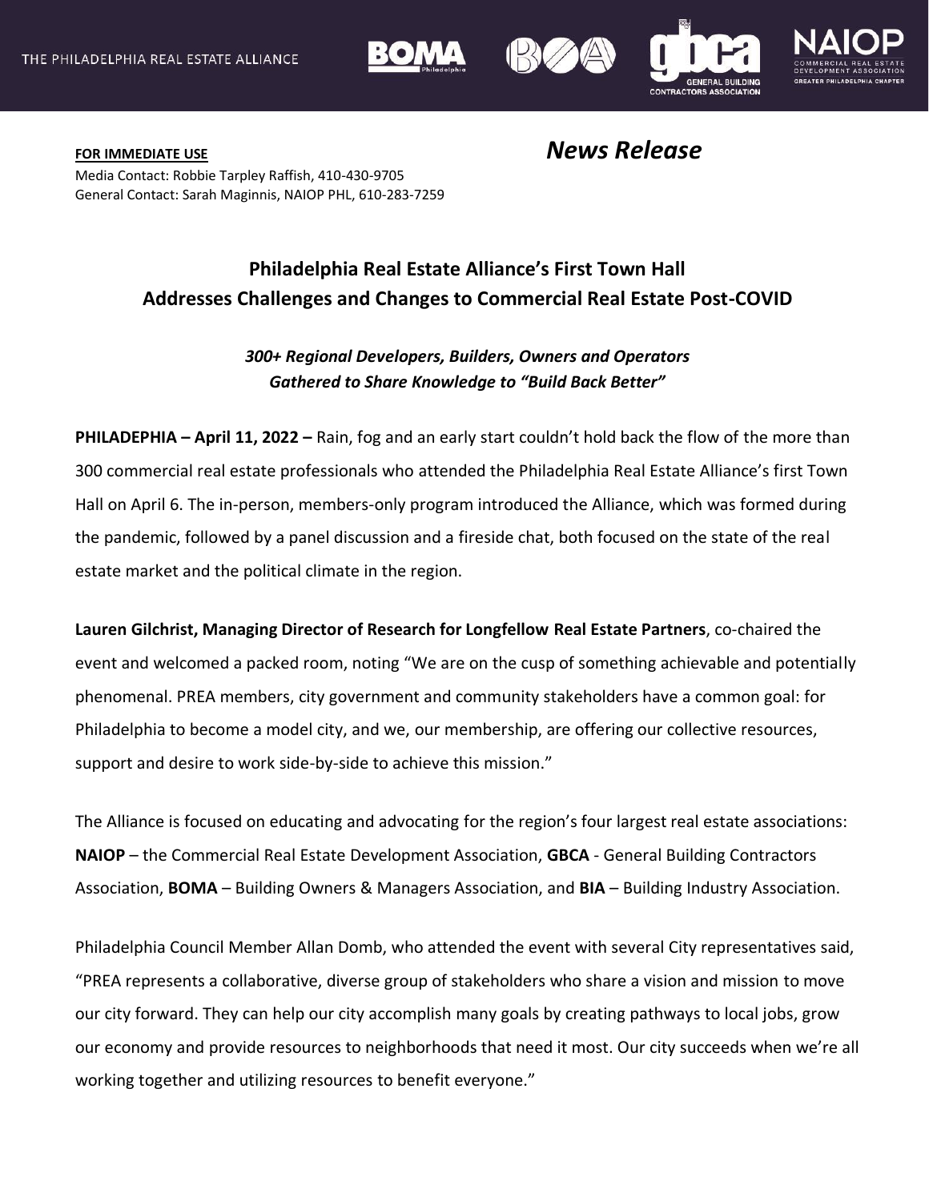THE PHILADELPHIA REAL ESTATE ALLIANCE

**FOR IMMEDIATE USE**

Media Contact: Robbie Tarpley Raffish, 410-430-9705
General Contact: Sarah Maginnis, NAIOP PHL, 610-283-7259

*News Release*

## Philadelphia Real Estate Alliance's First Town Hall Addresses Challenges and Changes to Commercial Real Estate Post-COVID

***300+ Regional Developers, Builders, Owners and Operators Gathered to Share Knowledge to "Build Back Better"***

**PHILADEPHIA – April 11, 2022 –** Rain, fog and an early start couldn't hold back the flow of the more than 300 commercial real estate professionals who attended the Philadelphia Real Estate Alliance's first Town Hall on April 6. The in-person, members-only program introduced the Alliance, which was formed during the pandemic, followed by a panel discussion and a fireside chat, both focused on the state of the real estate market and the political climate in the region.

**Lauren Gilchrist, Managing Director of Research for Longfellow Real Estate Partners**, co-chaired the event and welcomed a packed room, noting "We are on the cusp of something achievable and potentially phenomenal. PREA members, city government and community stakeholders have a common goal: for Philadelphia to become a model city, and we, our membership, are offering our collective resources, support and desire to work side-by-side to achieve this mission."

The Alliance is focused on educating and advocating for the region's four largest real estate associations: **NAIOP** – the Commercial Real Estate Development Association, **GBCA** - General Building Contractors Association, **BOMA** – Building Owners & Managers Association, and **BIA** – Building Industry Association.

Philadelphia Council Member Allan Domb, who attended the event with several City representatives said, "PREA represents a collaborative, diverse group of stakeholders who share a vision and mission to move our city forward. They can help our city accomplish many goals by creating pathways to local jobs, grow our economy and provide resources to neighborhoods that need it most. Our city succeeds when we're all working together and utilizing resources to benefit everyone."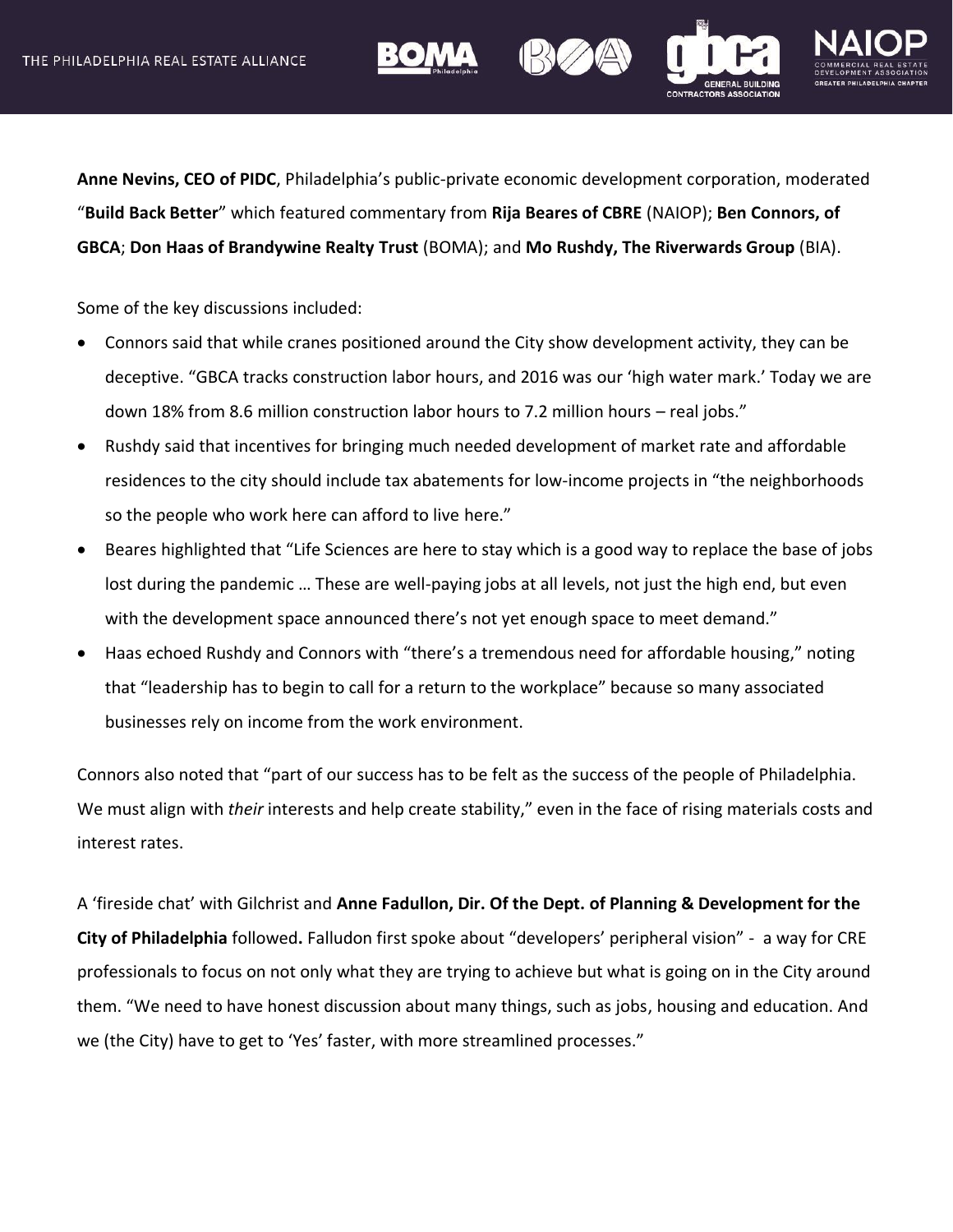**Anne Nevins, CEO of PIDC**, Philadelphia's public-private economic development corporation, moderated "**Build Back Better**" which featured commentary from **Rija Beares of CBRE** (NAIOP); **Ben Connors, of GBCA**; **Don Haas of Brandywine Realty Trust** (BOMA); and **Mo Rushdy, The Riverwards Group** (BIA).

Some of the key discussions included:

- Connors said that while cranes positioned around the City show development activity, they can be deceptive. "GBCA tracks construction labor hours, and 2016 was our 'high water mark.' Today we are down 18% from 8.6 million construction labor hours to 7.2 million hours – real jobs."
- Rushdy said that incentives for bringing much needed development of market rate and affordable residences to the city should include tax abatements for low-income projects in "the neighborhoods so the people who work here can afford to live here."
- Beares highlighted that "Life Sciences are here to stay which is a good way to replace the base of jobs lost during the pandemic … These are well-paying jobs at all levels, not just the high end, but even with the development space announced there's not yet enough space to meet demand."
- Haas echoed Rushdy and Connors with "there's a tremendous need for affordable housing," noting that "leadership has to begin to call for a return to the workplace" because so many associated businesses rely on income from the work environment.

Connors also noted that "part of our success has to be felt as the success of the people of Philadelphia. We must align with *their* interests and help create stability," even in the face of rising materials costs and interest rates.

A 'fireside chat' with Gilchrist and **Anne Fadullon, Dir. Of the Dept. of Planning & Development for the City of Philadelphia** followed**.** Falludon first spoke about "developers' peripheral vision" - a way for CRE professionals to focus on not only what they are trying to achieve but what is going on in the City around them. "We need to have honest discussion about many things, such as jobs, housing and education. And we (the City) have to get to 'Yes' faster, with more streamlined processes."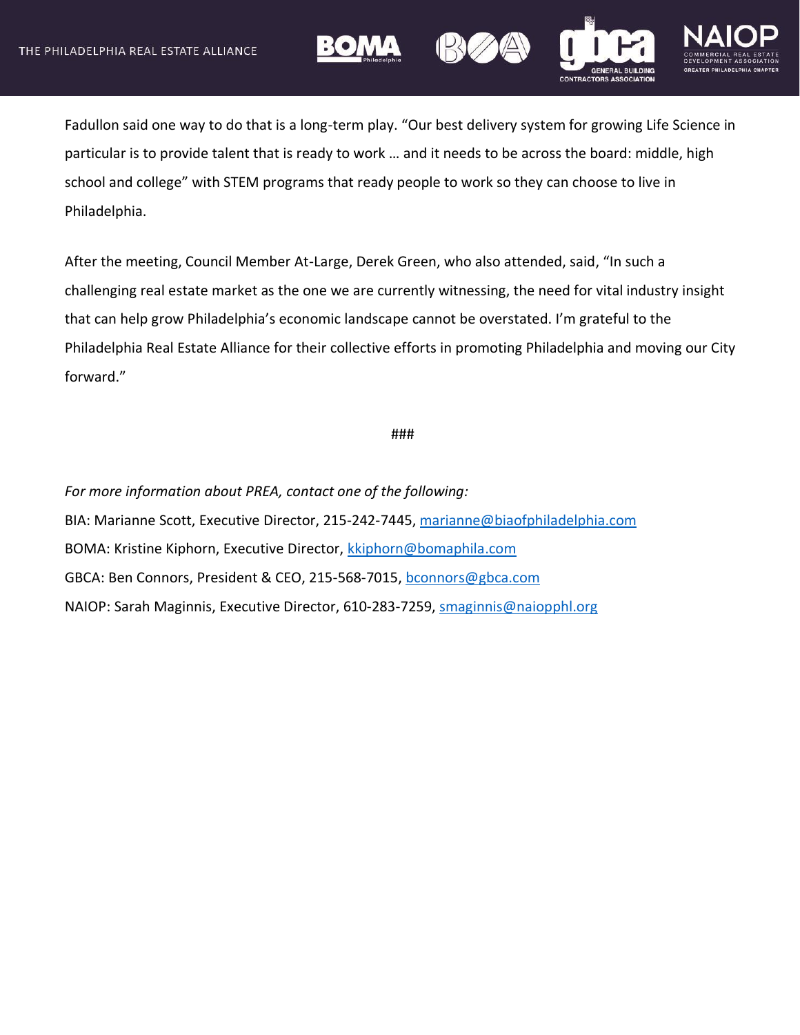Fadullon said one way to do that is a long-term play. “Our best delivery system for growing Life Science in particular is to provide talent that is ready to work … and it needs to be across the board: middle, high school and college” with STEM programs that ready people to work so they can choose to live in Philadelphia.

After the meeting, Council Member At-Large, Derek Green, who also attended, said, “In such a challenging real estate market as the one we are currently witnessing, the need for vital industry insight that can help grow Philadelphia’s economic landscape cannot be overstated. I’m grateful to the Philadelphia Real Estate Alliance for their collective efforts in promoting Philadelphia and moving our City forward.”

###

*For more information about PREA, contact one of the following:*

BIA: Marianne Scott, Executive Director, 215-242-7445, marianne@biaofphiladelphia.com

BOMA: Kristine Kiphorn, Executive Director, kkiphorn@bomaphila.com

GBCA: Ben Connors, President & CEO, 215-568-7015, bconnors@gbca.com

NAIOP: Sarah Maginnis, Executive Director, 610-283-7259, smaginnis@naioppHl.org